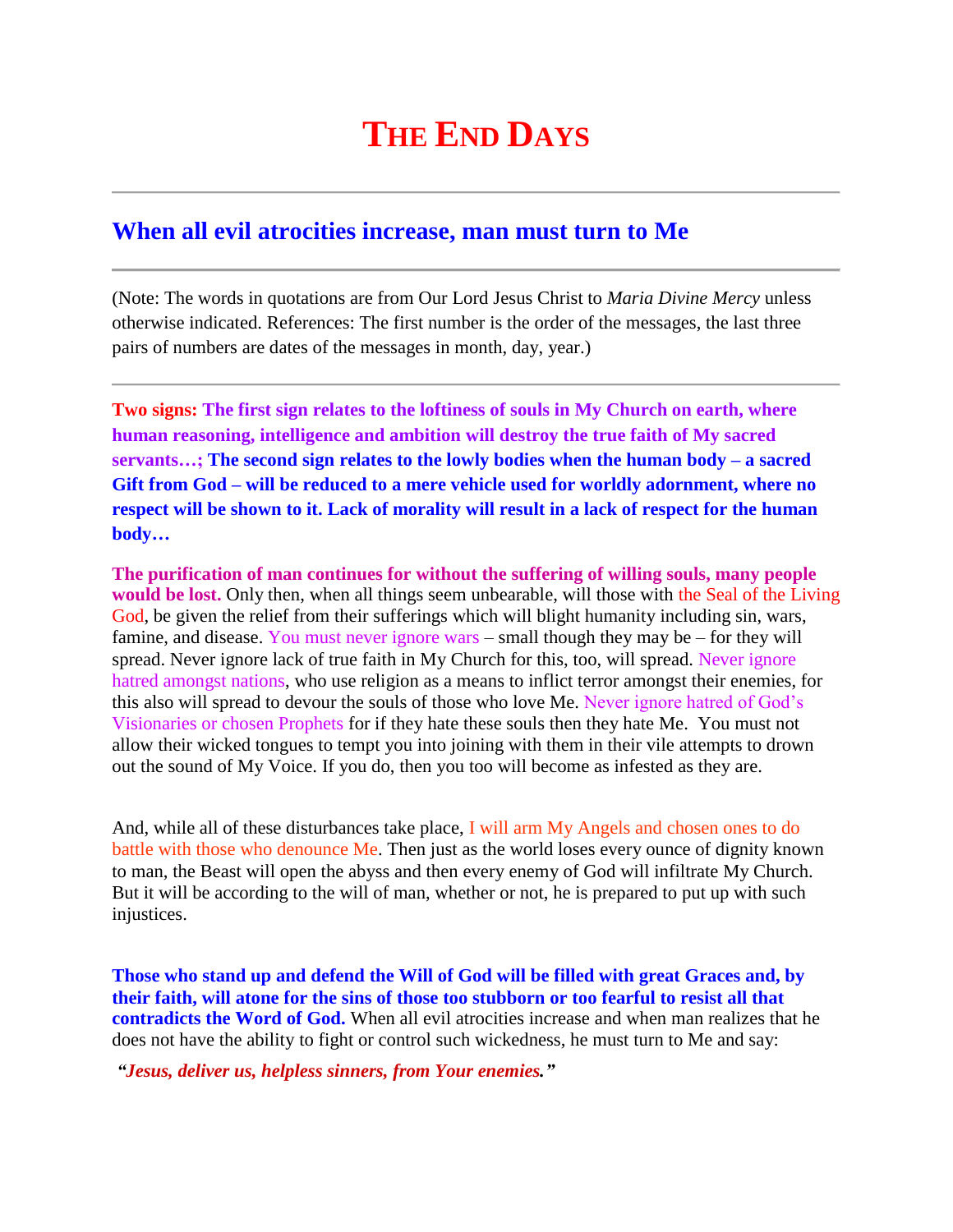# THE END DAYS

---

## When all evil atrocities increase, man must turn to Me

---

(Note: The words in quotations are from Our Lord Jesus Christ to *Maria Divine Mercy* unless otherwise indicated. References: The first number is the order of the messages, the last three pairs of numbers are dates of the messages in month, day, year.)

---

**Two signs: The first sign relates to the loftiness of souls in My Church on earth, where human reasoning, intelligence and ambition will destroy the true faith of My sacred servants…; The second sign relates to the lowly bodies when the human body – a sacred Gift from God – will be reduced to a mere vehicle used for worldly adornment, where no respect will be shown to it. Lack of morality will result in a lack of respect for the human body…**

**The purification of man continues for without the suffering of willing souls, many people would be lost.** Only then, when all things seem unbearable, will those with the Seal of the Living God, be given the relief from their sufferings which will blight humanity including sin, wars, famine, and disease. You must never ignore wars – small though they may be – for they will spread. Never ignore lack of true faith in My Church for this, too, will spread. Never ignore hatred amongst nations, who use religion as a means to inflict terror amongst their enemies, for this also will spread to devour the souls of those who love Me. Never ignore hatred of God's Visionaries or chosen Prophets for if they hate these souls then they hate Me. You must not allow their wicked tongues to tempt you into joining with them in their vile attempts to drown out the sound of My Voice. If you do, then you too will become as infested as they are.

And, while all of these disturbances take place, I will arm My Angels and chosen ones to do battle with those who denounce Me. Then just as the world loses every ounce of dignity known to man, the Beast will open the abyss and then every enemy of God will infiltrate My Church. But it will be according to the will of man, whether or not, he is prepared to put up with such injustices.

**Those who stand up and defend the Will of God will be filled with great Graces and, by their faith, will atone for the sins of those too stubborn or too fearful to resist all that contradicts the Word of God.** When all evil atrocities increase and when man realizes that he does not have the ability to fight or control such wickedness, he must turn to Me and say:

***"Jesus, deliver us, helpless sinners, from Your enemies."***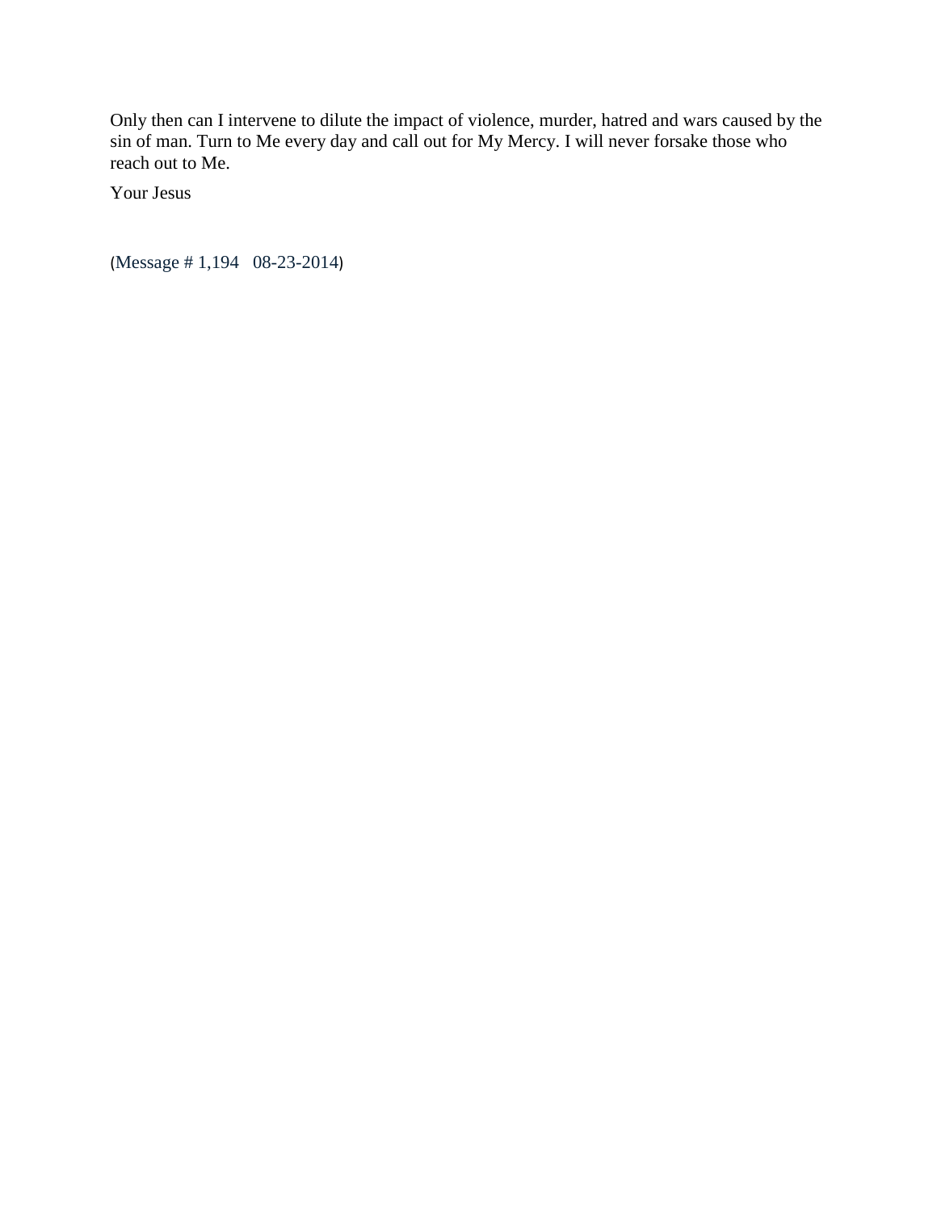Only then can I intervene to dilute the impact of violence, murder, hatred and wars caused by the sin of man. Turn to Me every day and call out for My Mercy. I will never forsake those who reach out to Me.

Your Jesus

(Message # 1,194   08-23-2014)